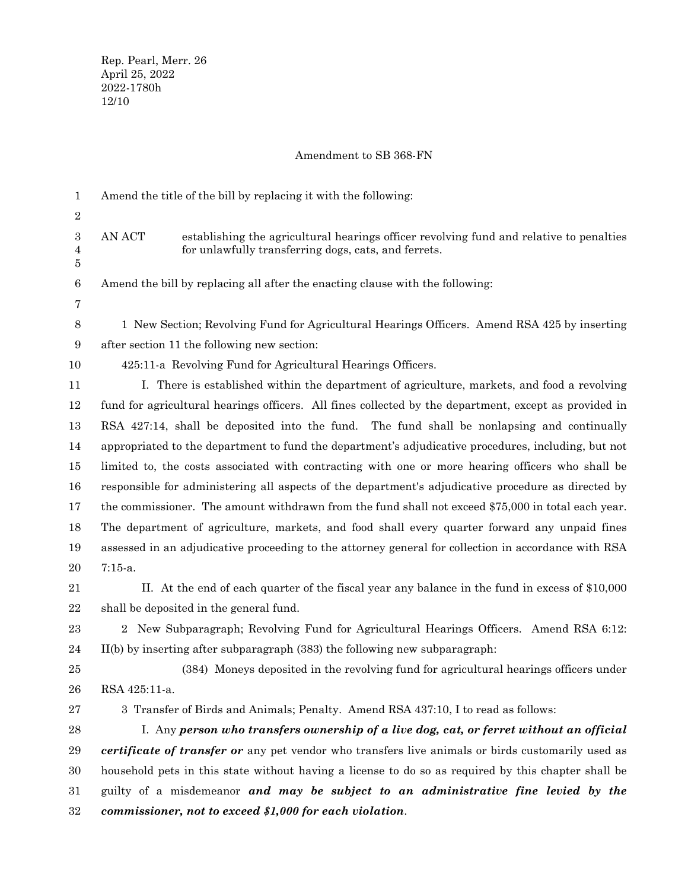Rep. Pearl, Merr. 26
April 25, 2022
2022-1780h
12/10

Amendment to SB 368-FN

Amend the title of the bill by replacing it with the following:

AN ACT establishing the agricultural hearings officer revolving fund and relative to penalties for unlawfully transferring dogs, cats, and ferrets.

Amend the bill by replacing all after the enacting clause with the following:

1 New Section; Revolving Fund for Agricultural Hearings Officers. Amend RSA 425 by inserting after section 11 the following new section:

425:11-a Revolving Fund for Agricultural Hearings Officers.

I. There is established within the department of agriculture, markets, and food a revolving fund for agricultural hearings officers. All fines collected by the department, except as provided in RSA 427:14, shall be deposited into the fund. The fund shall be nonlapsing and continually appropriated to the department to fund the department's adjudicative procedures, including, but not limited to, the costs associated with contracting with one or more hearing officers who shall be responsible for administering all aspects of the department's adjudicative procedure as directed by the commissioner. The amount withdrawn from the fund shall not exceed $75,000 in total each year. The department of agriculture, markets, and food shall every quarter forward any unpaid fines assessed in an adjudicative proceeding to the attorney general for collection in accordance with RSA 7:15-a.

II. At the end of each quarter of the fiscal year any balance in the fund in excess of $10,000 shall be deposited in the general fund.

2 New Subparagraph; Revolving Fund for Agricultural Hearings Officers. Amend RSA 6:12: II(b) by inserting after subparagraph (383) the following new subparagraph:

(384) Moneys deposited in the revolving fund for agricultural hearings officers under RSA 425:11-a.

3 Transfer of Birds and Animals; Penalty. Amend RSA 437:10, I to read as follows:

I. Any ***person who transfers ownership of a live dog, cat, or ferret without an official certificate of transfer or*** any pet vendor who transfers live animals or birds customarily used as household pets in this state without having a license to do so as required by this chapter shall be guilty of a misdemeanor ***and may be subject to an administrative fine levied by the commissioner, not to exceed $1,000 for each violation***.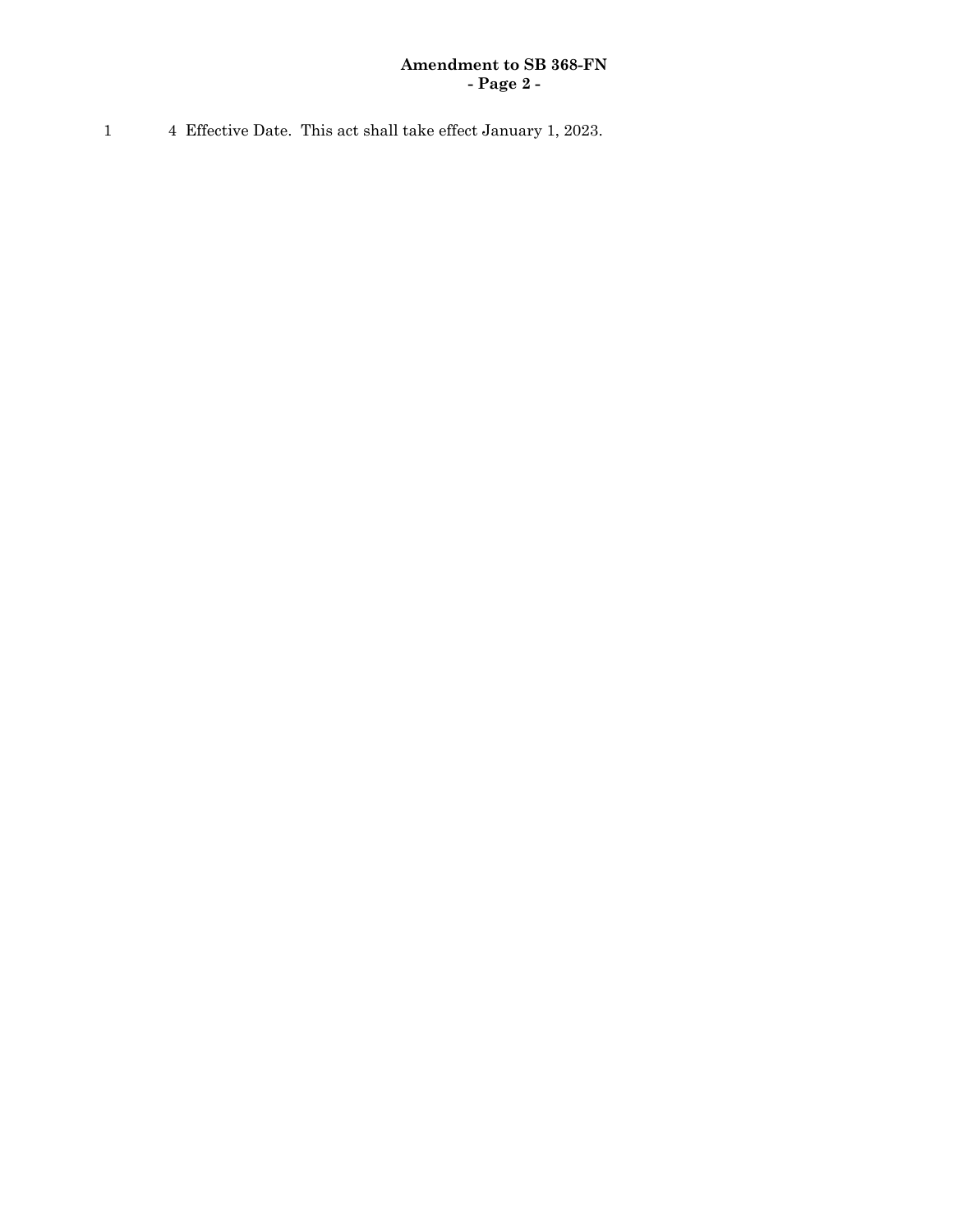4 Effective Date. This act shall take effect January 1, 2023.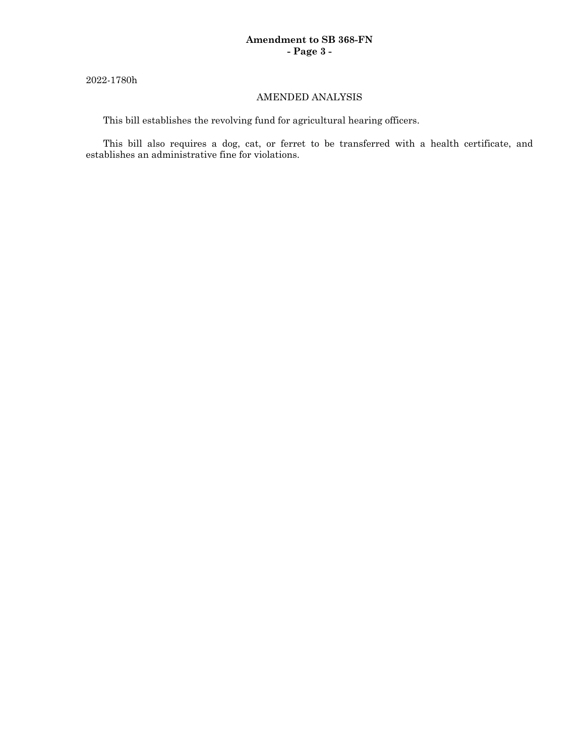2022-1780h

## AMENDED ANALYSIS

This bill establishes the revolving fund for agricultural hearing officers.

This bill also requires a dog, cat, or ferret to be transferred with a health certificate, and establishes an administrative fine for violations.